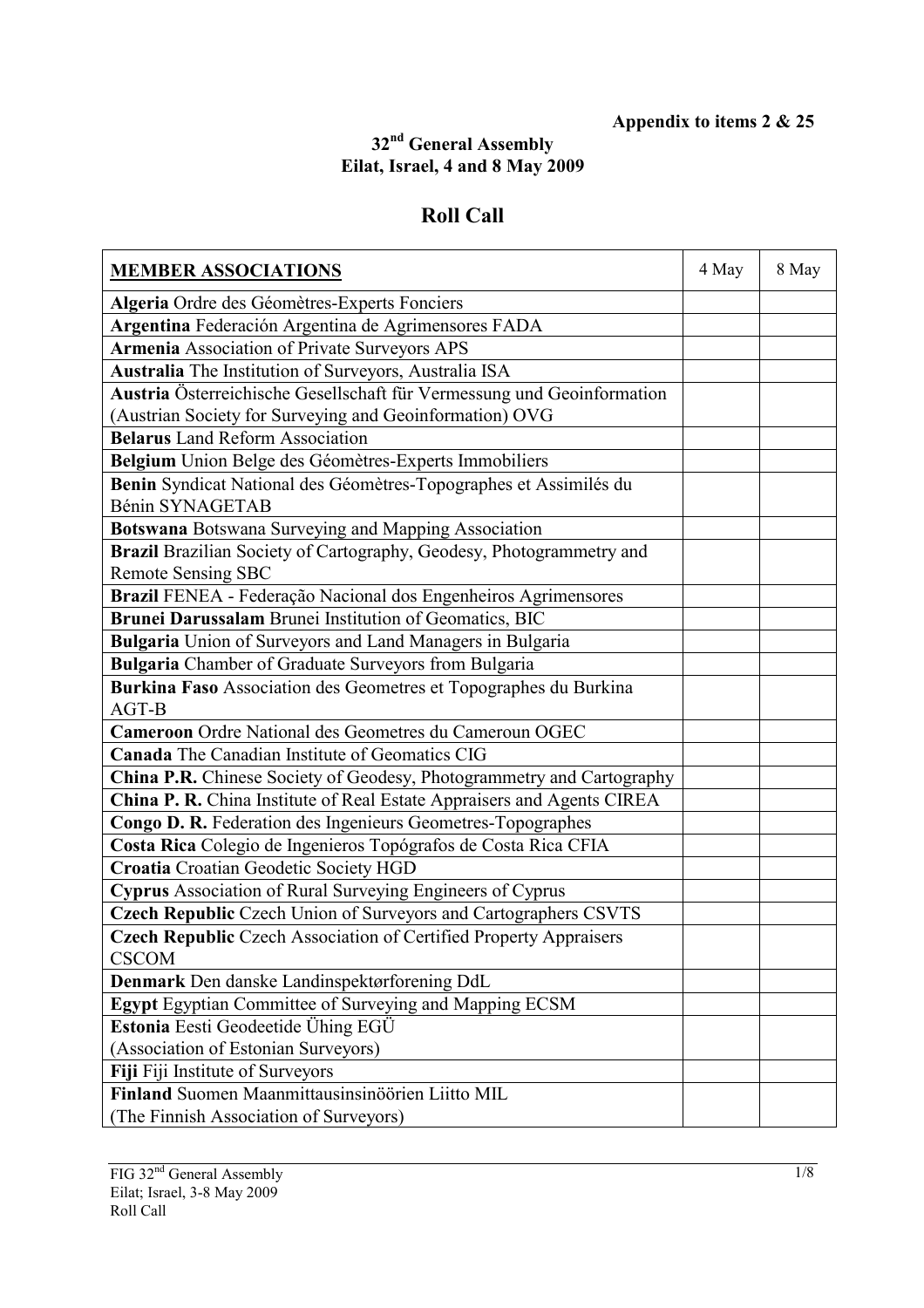**Appendix to items 2 & 25**

**32nd General Assembly**
**Eilat, Israel, 4 and 8 May 2009**

# Roll Call

| **MEMBER ASSOCIATIONS** | 4 May | 8 May |
|---|---|---|
| **Algeria** Ordre des Géomètres-Experts Fonciers | | |
| **Argentina** Federación Argentina de Agrimensores FADA | | |
| **Armenia** Association of Private Surveyors APS | | |
| **Australia** The Institution of Surveyors, Australia ISA | | |
| **Austria** Österreichische Gesellschaft für Vermessung und Geoinformation (Austrian Society for Surveying and Geoinformation) OVG | | |
| **Belarus** Land Reform Association | | |
| **Belgium** Union Belge des Géomètres-Experts Immobiliers | | |
| **Benin** Syndicat National des Géomètres-Topographes et Assimilés du Bénin SYNAGETAB | | |
| **Botswana** Botswana Surveying and Mapping Association | | |
| **Brazil** Brazilian Society of Cartography, Geodesy, Photogrammetry and Remote Sensing SBC | | |
| **Brazil** FENEA - Federação Nacional dos Engenheiros Agrimensores | | |
| **Brunei Darussalam** Brunei Institution of Geomatics, BIC | | |
| **Bulgaria** Union of Surveyors and Land Managers in Bulgaria | | |
| **Bulgaria** Chamber of Graduate Surveyors from Bulgaria | | |
| **Burkina Faso** Association des Geometres et Topographes du Burkina AGT-B | | |
| **Cameroon** Ordre National des Geometres du Cameroun OGEC | | |
| **Canada** The Canadian Institute of Geomatics CIG | | |
| **China P.R.** Chinese Society of Geodesy, Photogrammetry and Cartography | | |
| **China P. R.** China Institute of Real Estate Appraisers and Agents CIREA | | |
| **Congo D. R.** Federation des Ingenieurs Geometres-Topographes | | |
| **Costa Rica** Colegio de Ingenieros Topógrafos de Costa Rica CFIA | | |
| **Croatia** Croatian Geodetic Society HGD | | |
| **Cyprus** Association of Rural Surveying Engineers of Cyprus | | |
| **Czech Republic** Czech Union of Surveyors and Cartographers CSVTS | | |
| **Czech Republic** Czech Association of Certified Property Appraisers CSCOM | | |
| **Denmark** Den danske Landinspektørforening DdL | | |
| **Egypt** Egyptian Committee of Surveying and Mapping ECSM | | |
| **Estonia** Eesti Geodeetide Ühing EGÜ (Association of Estonian Surveyors) | | |
| **Fiji** Fiji Institute of Surveyors | | |
| **Finland** Suomen Maanmittausinsinöörien Liitto MIL (The Finnish Association of Surveyors) | | |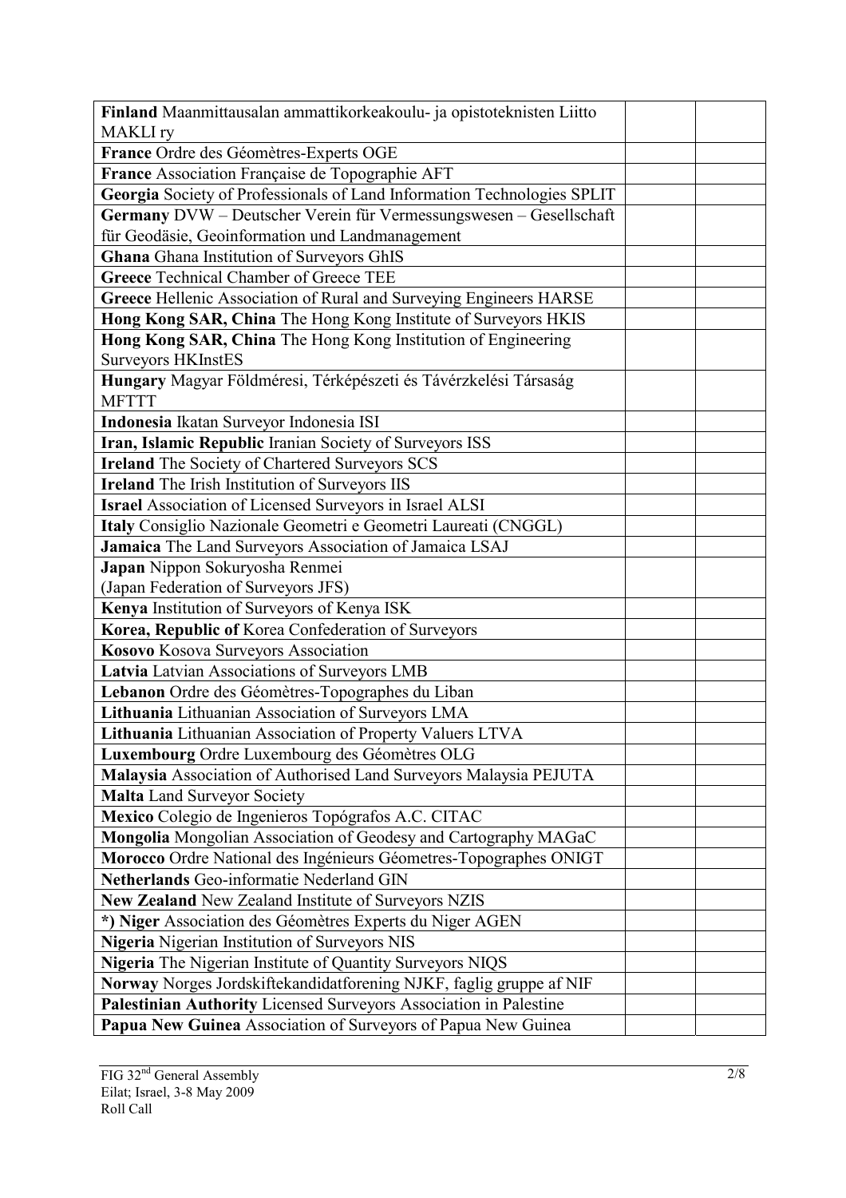| | | |
|---|---|---|
| **Finland** Maanmittausalan ammattikorkeakoulu- ja opistoteknisten Liitto MAKLI ry | | |
| **France** Ordre des Géomètres-Experts OGE | | |
| **France** Association Française de Topographie AFT | | |
| **Georgia** Society of Professionals of Land Information Technologies SPLIT | | |
| **Germany** DVW – Deutscher Verein für Vermessungswesen – Gesellschaft für Geodäsie, Geoinformation und Landmanagement | | |
| **Ghana** Ghana Institution of Surveyors GhIS | | |
| **Greece** Technical Chamber of Greece TEE | | |
| **Greece** Hellenic Association of Rural and Surveying Engineers HARSE | | |
| **Hong Kong SAR, China** The Hong Kong Institute of Surveyors HKIS | | |
| **Hong Kong SAR, China** The Hong Kong Institution of Engineering Surveyors HKInstES | | |
| **Hungary** Magyar Földméresi, Térképészeti és Távérzkelési Társaság MFTTT | | |
| **Indonesia** Ikatan Surveyor Indonesia ISI | | |
| **Iran, Islamic Republic** Iranian Society of Surveyors ISS | | |
| **Ireland** The Society of Chartered Surveyors SCS | | |
| **Ireland** The Irish Institution of Surveyors IIS | | |
| **Israel** Association of Licensed Surveyors in Israel ALSI | | |
| **Italy** Consiglio Nazionale Geometri e Geometri Laureati (CNGGL) | | |
| **Jamaica** The Land Surveyors Association of Jamaica LSAJ | | |
| **Japan** Nippon Sokuryosha Renmei (Japan Federation of Surveyors JFS) | | |
| **Kenya** Institution of Surveyors of Kenya ISK | | |
| **Korea, Republic of** Korea Confederation of Surveyors | | |
| **Kosovo** Kosova Surveyors Association | | |
| **Latvia** Latvian Associations of Surveyors LMB | | |
| **Lebanon** Ordre des Géomètres-Topographes du Liban | | |
| **Lithuania** Lithuanian Association of Surveyors LMA | | |
| **Lithuania** Lithuanian Association of Property Valuers LTVA | | |
| **Luxembourg** Ordre Luxembourg des Géomètres OLG | | |
| **Malaysia** Association of Authorised Land Surveyors Malaysia PEJUTA | | |
| **Malta** Land Surveyor Society | | |
| **Mexico** Colegio de Ingenieros Topógrafos A.C. CITAC | | |
| **Mongolia** Mongolian Association of Geodesy and Cartography MAGaC | | |
| **Morocco** Ordre National des Ingénieurs Géometres-Topographes ONIGT | | |
| **Netherlands** Geo-informatie Nederland GIN | | |
| **New Zealand** New Zealand Institute of Surveyors NZIS | | |
| ***) Niger** Association des Géomètres Experts du Niger AGEN | | |
| **Nigeria** Nigerian Institution of Surveyors NIS | | |
| **Nigeria** The Nigerian Institute of Quantity Surveyors NIQS | | |
| **Norway** Norges Jordskiftekandidatforening NJKF, faglig gruppe af NIF | | |
| **Palestinian Authority** Licensed Surveyors Association in Palestine | | |
| **Papua New Guinea** Association of Surveyors of Papua New Guinea | | |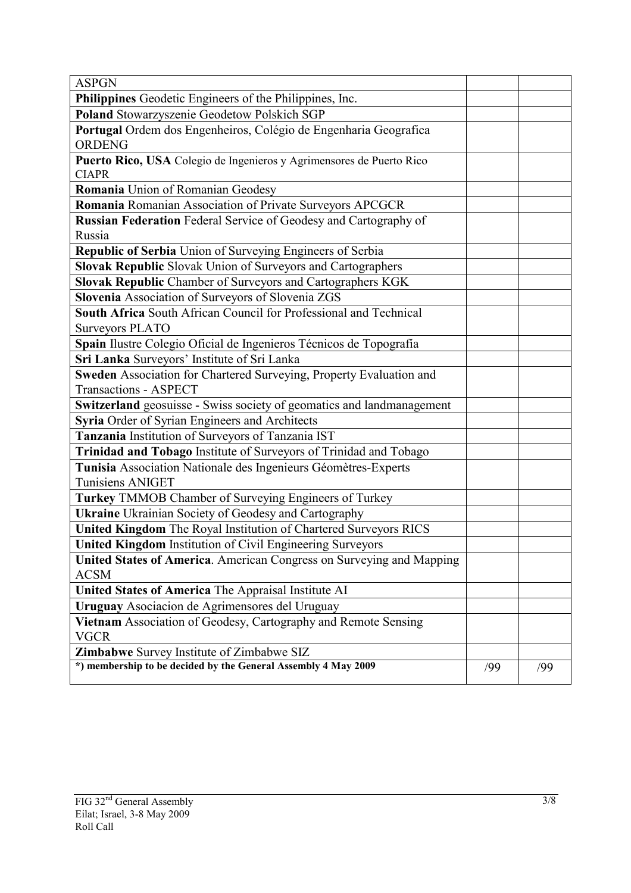| | | |
|---|---|---|
| ASPGN | | |
| **Philippines** Geodetic Engineers of the Philippines, Inc. | | |
| **Poland** Stowarzyszenie Geodetow Polskich SGP | | |
| **Portugal** Ordem dos Engenheiros, Colégio de Engenharia Geografica ORDENG | | |
| **Puerto Rico, USA** Colegio de Ingenieros y Agrimensores de Puerto Rico CIAPR | | |
| **Romania** Union of Romanian Geodesy | | |
| **Romania** Romanian Association of Private Surveyors APCGCR | | |
| **Russian Federation** Federal Service of Geodesy and Cartography of Russia | | |
| **Republic of Serbia** Union of Surveying Engineers of Serbia | | |
| **Slovak Republic** Slovak Union of Surveyors and Cartographers | | |
| **Slovak Republic** Chamber of Surveyors and Cartographers KGK | | |
| **Slovenia** Association of Surveyors of Slovenia ZGS | | |
| **South Africa** South African Council for Professional and Technical Surveyors PLATO | | |
| **Spain** Ilustre Colegio Oficial de Ingenieros Técnicos de Topografía | | |
| **Sri Lanka** Surveyors' Institute of Sri Lanka | | |
| **Sweden** Association for Chartered Surveying, Property Evaluation and Transactions - ASPECT | | |
| **Switzerland** geosuisse - Swiss society of geomatics and landmanagement | | |
| **Syria** Order of Syrian Engineers and Architects | | |
| **Tanzania** Institution of Surveyors of Tanzania IST | | |
| **Trinidad and Tobago** Institute of Surveyors of Trinidad and Tobago | | |
| **Tunisia** Association Nationale des Ingenieurs Géomètres-Experts Tunisiens ANIGET | | |
| **Turkey** TMMOB Chamber of Surveying Engineers of Turkey | | |
| **Ukraine** Ukrainian Society of Geodesy and Cartography | | |
| **United Kingdom** The Royal Institution of Chartered Surveyors RICS | | |
| **United Kingdom** Institution of Civil Engineering Surveyors | | |
| **United States of America**. American Congress on Surveying and Mapping ACSM | | |
| **United States of America** The Appraisal Institute AI | | |
| **Uruguay** Asociacion de Agrimensores del Uruguay | | |
| **Vietnam** Association of Geodesy, Cartography and Remote Sensing VGCR | | |
| **Zimbabwe** Survey Institute of Zimbabwe SIZ | | |
| ***) membership to be decided by the General Assembly 4 May 2009** | /99 | /99 |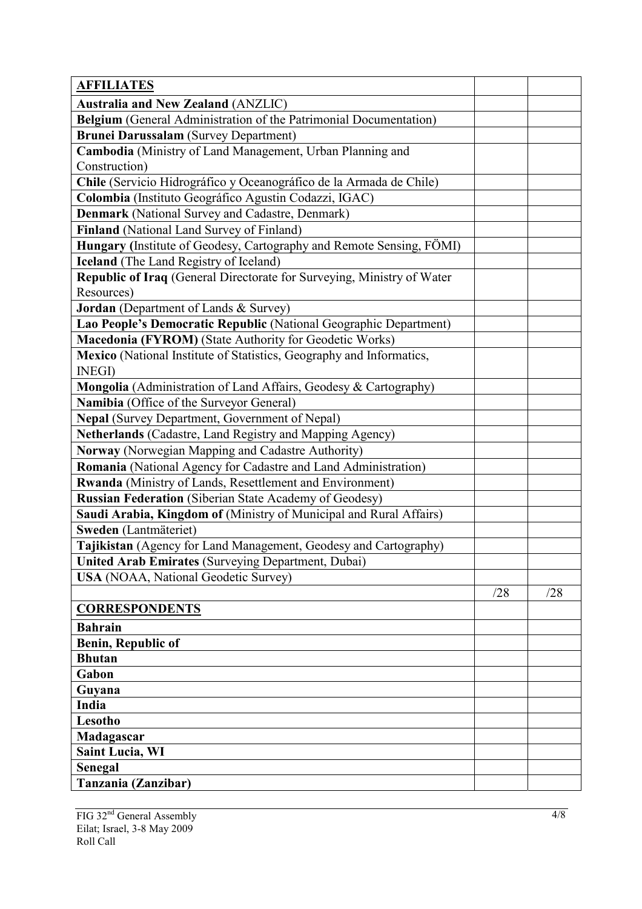| **AFFILIATES** | | |
|---|---|---|
| **Australia and New Zealand** (ANZLIC) | | |
| **Belgium** (General Administration of the Patrimonial Documentation) | | |
| **Brunei Darussalam** (Survey Department) | | |
| **Cambodia** (Ministry of Land Management, Urban Planning and Construction) | | |
| **Chile** (Servicio Hidrográfico y Oceanográfico de la Armada de Chile) | | |
| **Colombia** (Instituto Geográfico Agustin Codazzi, IGAC) | | |
| **Denmark** (National Survey and Cadastre, Denmark) | | |
| **Finland** (National Land Survey of Finland) | | |
| **Hungary (**Institute of Geodesy, Cartography and Remote Sensing, FÖMI) | | |
| **Iceland** (The Land Registry of Iceland) | | |
| **Republic of Iraq** (General Directorate for Surveying, Ministry of Water Resources) | | |
| **Jordan** (Department of Lands & Survey) | | |
| **Lao People's Democratic Republic** (National Geographic Department) | | |
| **Macedonia (FYROM)** (State Authority for Geodetic Works) | | |
| **Mexico** (National Institute of Statistics, Geography and Informatics, INEGI) | | |
| **Mongolia** (Administration of Land Affairs, Geodesy & Cartography) | | |
| **Namibia** (Office of the Surveyor General) | | |
| **Nepal** (Survey Department, Government of Nepal) | | |
| **Netherlands** (Cadastre, Land Registry and Mapping Agency) | | |
| **Norway** (Norwegian Mapping and Cadastre Authority) | | |
| **Romania** (National Agency for Cadastre and Land Administration) | | |
| **Rwanda** (Ministry of Lands, Resettlement and Environment) | | |
| **Russian Federation** (Siberian State Academy of Geodesy) | | |
| **Saudi Arabia, Kingdom of** (Ministry of Municipal and Rural Affairs) | | |
| **Sweden** (Lantmäteriet) | | |
| **Tajikistan** (Agency for Land Management, Geodesy and Cartography) | | |
| **United Arab Emirates** (Surveying Department, Dubai) | | |
| **USA** (NOAA, National Geodetic Survey) | | |
| | /28 | /28 |
| **CORRESPONDENTS** | | |
| **Bahrain** | | |
| **Benin, Republic of** | | |
| **Bhutan** | | |
| **Gabon** | | |
| **Guyana** | | |
| **India** | | |
| **Lesotho** | | |
| **Madagascar** | | |
| **Saint Lucia, WI** | | |
| **Senegal** | | |
| **Tanzania (Zanzibar)** | | |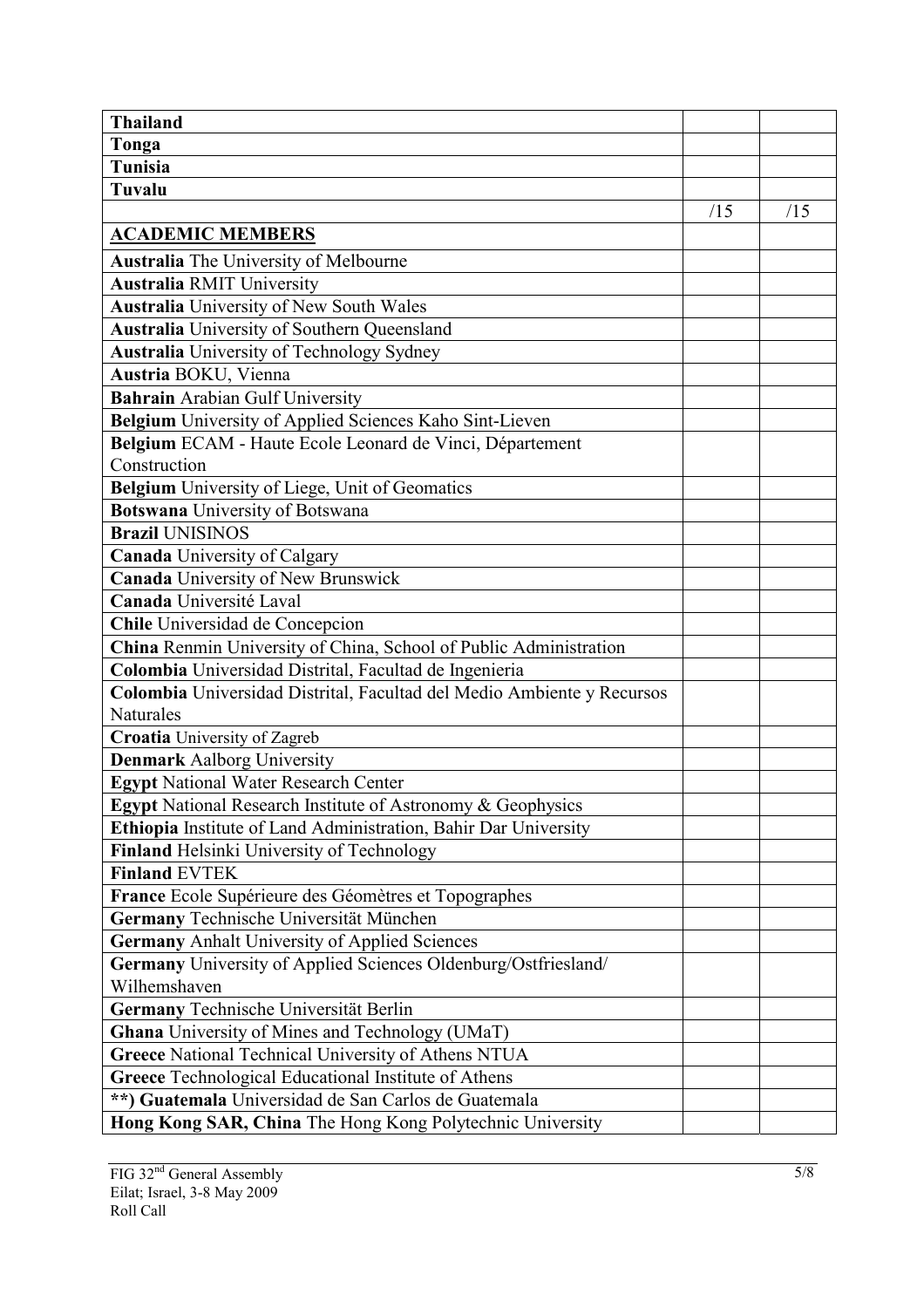| | | |
|---|---|---|
| **Thailand** | | |
| **Tonga** | | |
| **Tunisia** | | |
| **Tuvalu** | | |
| | /15 | /15 |
| **<u>ACADEMIC MEMBERS</u>** | | |
| **Australia** The University of Melbourne | | |
| **Australia** RMIT University | | |
| **Australia** University of New South Wales | | |
| **Australia** University of Southern Queensland | | |
| **Australia** University of Technology Sydney | | |
| **Austria** BOKU, Vienna | | |
| **Bahrain** Arabian Gulf University | | |
| **Belgium** University of Applied Sciences Kaho Sint-Lieven | | |
| **Belgium** ECAM - Haute Ecole Leonard de Vinci, Département Construction | | |
| **Belgium** University of Liege, Unit of Geomatics | | |
| **Botswana** University of Botswana | | |
| **Brazil** UNISINOS | | |
| **Canada** University of Calgary | | |
| **Canada** University of New Brunswick | | |
| **Canada** Université Laval | | |
| **Chile** Universidad de Concepcion | | |
| **China** Renmin University of China, School of Public Administration | | |
| **Colombia** Universidad Distrital, Facultad de Ingenieria | | |
| **Colombia** Universidad Distrital, Facultad del Medio Ambiente y Recursos Naturales | | |
| **Croatia** University of Zagreb | | |
| **Denmark** Aalborg University | | |
| **Egypt** National Water Research Center | | |
| **Egypt** National Research Institute of Astronomy & Geophysics | | |
| **Ethiopia** Institute of Land Administration, Bahir Dar University | | |
| **Finland** Helsinki University of Technology | | |
| **Finland** EVTEK | | |
| **France** Ecole Supérieure des Géomètres et Topographes | | |
| **Germany** Technische Universität München | | |
| **Germany** Anhalt University of Applied Sciences | | |
| **Germany** University of Applied Sciences Oldenburg/Ostfriesland/ Wilhemshaven | | |
| **Germany** Technische Universität Berlin | | |
| **Ghana** University of Mines and Technology (UMaT) | | |
| **Greece** National Technical University of Athens NTUA | | |
| **Greece** Technological Educational Institute of Athens | | |
| **\*\*) Guatemala** Universidad de San Carlos de Guatemala | | |
| **Hong Kong SAR, China** The Hong Kong Polytechnic University | | |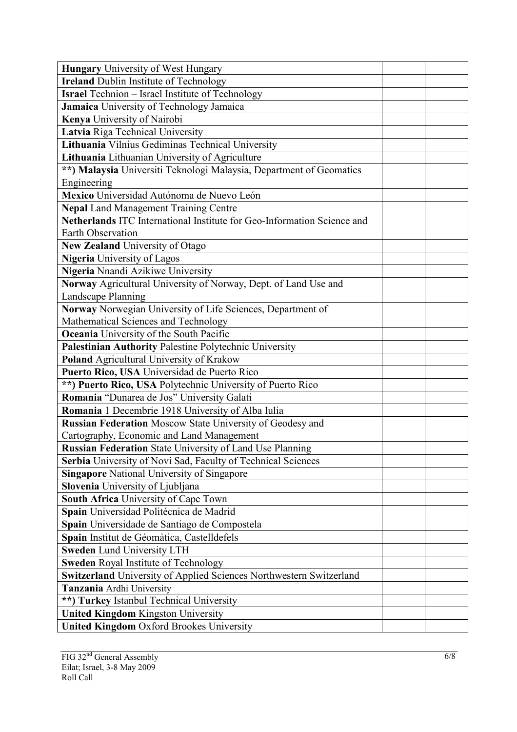| | | |
|---|---|---|
| **Hungary** University of West Hungary | | |
| **Ireland** Dublin Institute of Technology | | |
| **Israel** Technion – Israel Institute of Technology | | |
| **Jamaica** University of Technology Jamaica | | |
| **Kenya** University of Nairobi | | |
| **Latvia** Riga Technical University | | |
| **Lithuania** Vilnius Gediminas Technical University | | |
| **Lithuania** Lithuanian University of Agriculture | | |
| **\*\*) Malaysia** Universiti Teknologi Malaysia, Department of Geomatics Engineering | | |
| **Mexico** Universidad Autónoma de Nuevo León | | |
| **Nepal** Land Management Training Centre | | |
| **Netherlands** ITC International Institute for Geo-Information Science and Earth Observation | | |
| **New Zealand** University of Otago | | |
| **Nigeria** University of Lagos | | |
| **Nigeria** Nnandi Azikiwe University | | |
| **Norway** Agricultural University of Norway, Dept. of Land Use and Landscape Planning | | |
| **Norway** Norwegian University of Life Sciences, Department of Mathematical Sciences and Technology | | |
| **Oceania** University of the South Pacific | | |
| **Palestinian Authority** Palestine Polytechnic University | | |
| **Poland** Agricultural University of Krakow | | |
| **Puerto Rico, USA** Universidad de Puerto Rico | | |
| **\*\*) Puerto Rico, USA** Polytechnic University of Puerto Rico | | |
| **Romania** "Dunarea de Jos" University Galati | | |
| **Romania** 1 Decembrie 1918 University of Alba Iulia | | |
| **Russian Federation** Moscow State University of Geodesy and Cartography, Economic and Land Management | | |
| **Russian Federation** State University of Land Use Planning | | |
| **Serbia** University of Novi Sad, Faculty of Technical Sciences | | |
| **Singapore** National University of Singapore | | |
| **Slovenia** University of Ljubljana | | |
| **South Africa** University of Cape Town | | |
| **Spain** Universidad Politécnica de Madrid | | |
| **Spain** Universidade de Santiago de Compostela | | |
| **Spain** Institut de Géomàtica, Castelldefels | | |
| **Sweden** Lund University LTH | | |
| **Sweden** Royal Institute of Technology | | |
| **Switzerland** University of Applied Sciences Northwestern Switzerland | | |
| **Tanzania** Ardhi University | | |
| **\*\*) Turkey** Istanbul Technical University | | |
| **United Kingdom** Kingston University | | |
| **United Kingdom** Oxford Brookes University | | |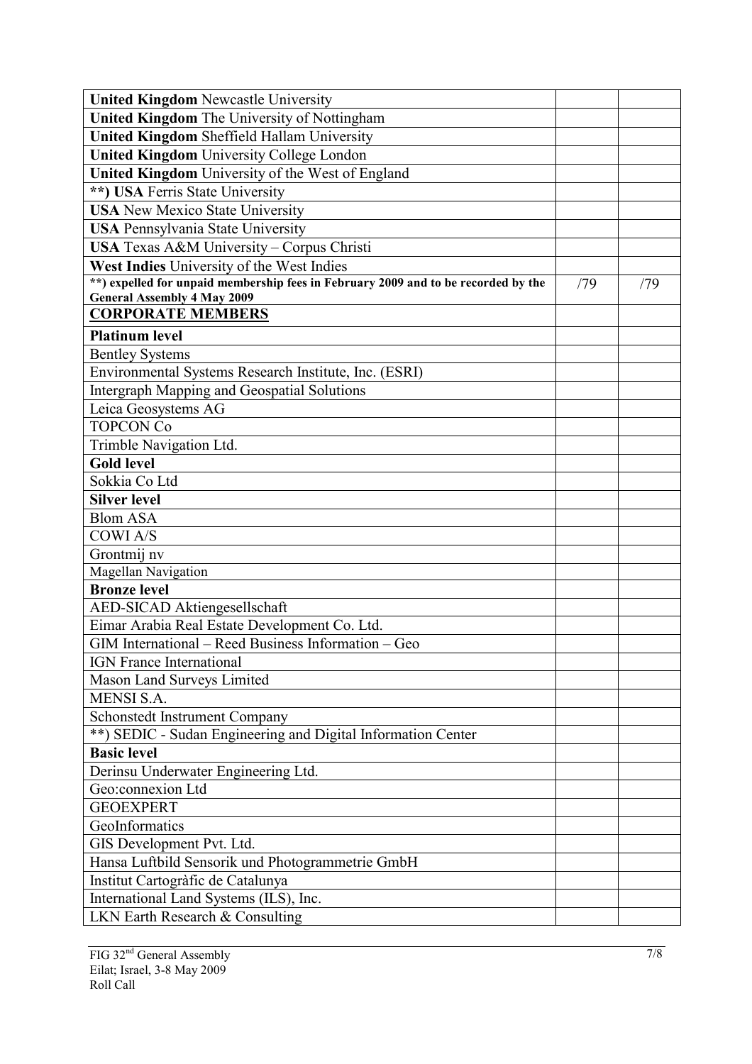| | | |
|---|---|---|
| **United Kingdom** Newcastle University | | |
| **United Kingdom** The University of Nottingham | | |
| **United Kingdom** Sheffield Hallam University | | |
| **United Kingdom** University College London | | |
| **United Kingdom** University of the West of England | | |
| **\*\*) USA** Ferris State University | | |
| **USA** New Mexico State University | | |
| **USA** Pennsylvania State University | | |
| **USA** Texas A&M University – Corpus Christi | | |
| **West Indies** University of the West Indies | | |
| **\*\*) expelled for unpaid membership fees in February 2009 and to be recorded by the General Assembly 4 May 2009** | /79 | /79 |
| **<u>CORPORATE MEMBERS</u>** | | |
| **Platinum level** | | |
| Bentley Systems | | |
| Environmental Systems Research Institute, Inc. (ESRI) | | |
| Intergraph Mapping and Geospatial Solutions | | |
| Leica Geosystems AG | | |
| TOPCON Co | | |
| Trimble Navigation Ltd. | | |
| **Gold level** | | |
| Sokkia Co Ltd | | |
| **Silver level** | | |
| Blom ASA | | |
| COWI A/S | | |
| Grontmij nv | | |
| Magellan Navigation | | |
| **Bronze level** | | |
| AED-SICAD Aktiengesellschaft | | |
| Eimar Arabia Real Estate Development Co. Ltd. | | |
| GIM International – Reed Business Information – Geo | | |
| IGN France International | | |
| Mason Land Surveys Limited | | |
| MENSI S.A. | | |
| Schonstedt Instrument Company | | |
| \*\*) SEDIC - Sudan Engineering and Digital Information Center | | |
| **Basic level** | | |
| Derinsu Underwater Engineering Ltd. | | |
| Geo:connexion Ltd | | |
| GEOEXPERT | | |
| GeoInformatics | | |
| GIS Development Pvt. Ltd. | | |
| Hansa Luftbild Sensorik und Photogrammetrie GmbH | | |
| Institut Cartogràfic de Catalunya | | |
| International Land Systems (ILS), Inc. | | |
| LKN Earth Research & Consulting | | |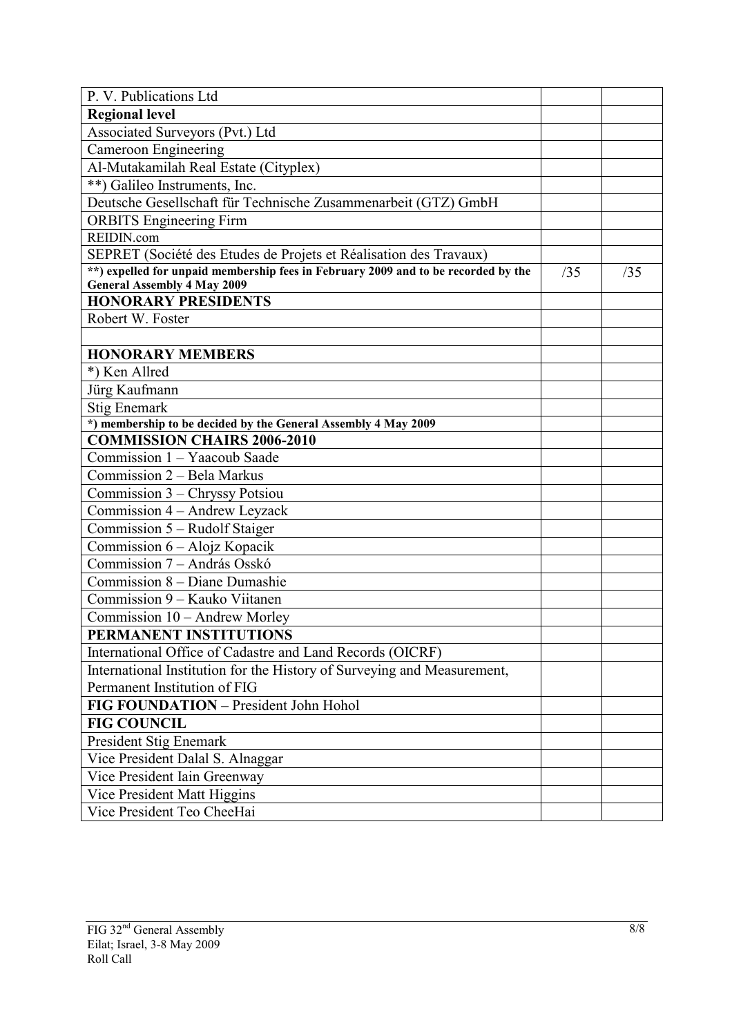| | | |
|---|---|---|
| P. V. Publications Ltd | | |
| **Regional level** | | |
| Associated Surveyors (Pvt.) Ltd | | |
| Cameroon Engineering | | |
| Al-Mutakamilah Real Estate (Cityplex) | | |
| **) Galileo Instruments, Inc. | | |
| Deutsche Gesellschaft für Technische Zusammenarbeit (GTZ) GmbH | | |
| ORBITS Engineering Firm | | |
| REIDIN.com | | |
| SEPRET (Société des Etudes de Projets et Réalisation des Travaux) | | |
| **\*\*) expelled for unpaid membership fees in February 2009 and to be recorded by the General Assembly 4 May 2009** | /35 | /35 |
| **HONORARY PRESIDENTS** | | |
| Robert W. Foster | | |
| | | |
| **HONORARY MEMBERS** | | |
| *) Ken Allred | | |
| Jürg Kaufmann | | |
| Stig Enemark | | |
| ***) membership to be decided by the General Assembly 4 May 2009** | | |
| **COMMISSION CHAIRS 2006-2010** | | |
| Commission 1 – Yaacoub Saade | | |
| Commission 2 – Bela Markus | | |
| Commission 3 – Chryssy Potsiou | | |
| Commission 4 – Andrew Leyzack | | |
| Commission 5 – Rudolf Staiger | | |
| Commission 6 – Alojz Kopacik | | |
| Commission 7 – András Osskó | | |
| Commission 8 – Diane Dumashie | | |
| Commission 9 – Kauko Viitanen | | |
| Commission 10 – Andrew Morley | | |
| **PERMANENT INSTITUTIONS** | | |
| International Office of Cadastre and Land Records (OICRF) | | |
| International Institution for the History of Surveying and Measurement, Permanent Institution of FIG | | |
| **FIG FOUNDATION –** President John Hohol | | |
| **FIG COUNCIL** | | |
| President Stig Enemark | | |
| Vice President Dalal S. Alnaggar | | |
| Vice President Iain Greenway | | |
| Vice President Matt Higgins | | |
| Vice President Teo CheeHai | | |